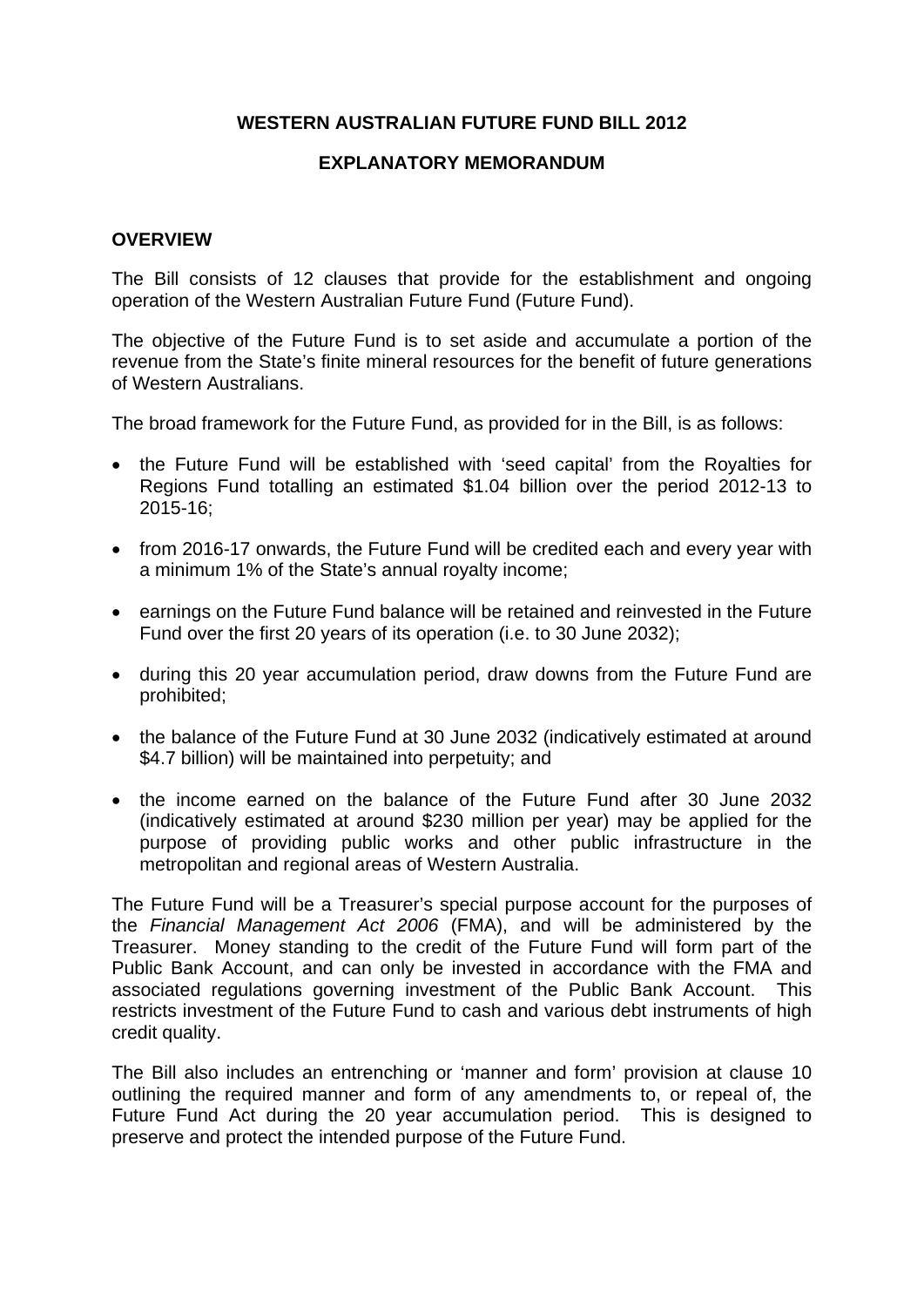# WESTERN AUSTRALIAN FUTURE FUND BILL 2012

## EXPLANATORY MEMORANDUM

### OVERVIEW

The Bill consists of 12 clauses that provide for the establishment and ongoing operation of the Western Australian Future Fund (Future Fund).

The objective of the Future Fund is to set aside and accumulate a portion of the revenue from the State's finite mineral resources for the benefit of future generations of Western Australians.

The broad framework for the Future Fund, as provided for in the Bill, is as follows:

- the Future Fund will be established with 'seed capital' from the Royalties for Regions Fund totalling an estimated $1.04 billion over the period 2012-13 to 2015-16;
- from 2016-17 onwards, the Future Fund will be credited each and every year with a minimum 1% of the State's annual royalty income;
- earnings on the Future Fund balance will be retained and reinvested in the Future Fund over the first 20 years of its operation (i.e. to 30 June 2032);
- during this 20 year accumulation period, draw downs from the Future Fund are prohibited;
- the balance of the Future Fund at 30 June 2032 (indicatively estimated at around $4.7 billion) will be maintained into perpetuity; and
- the income earned on the balance of the Future Fund after 30 June 2032 (indicatively estimated at around $230 million per year) may be applied for the purpose of providing public works and other public infrastructure in the metropolitan and regional areas of Western Australia.

The Future Fund will be a Treasurer's special purpose account for the purposes of the *Financial Management Act 2006* (FMA), and will be administered by the Treasurer. Money standing to the credit of the Future Fund will form part of the Public Bank Account, and can only be invested in accordance with the FMA and associated regulations governing investment of the Public Bank Account. This restricts investment of the Future Fund to cash and various debt instruments of high credit quality.

The Bill also includes an entrenching or 'manner and form' provision at clause 10 outlining the required manner and form of any amendments to, or repeal of, the Future Fund Act during the 20 year accumulation period. This is designed to preserve and protect the intended purpose of the Future Fund.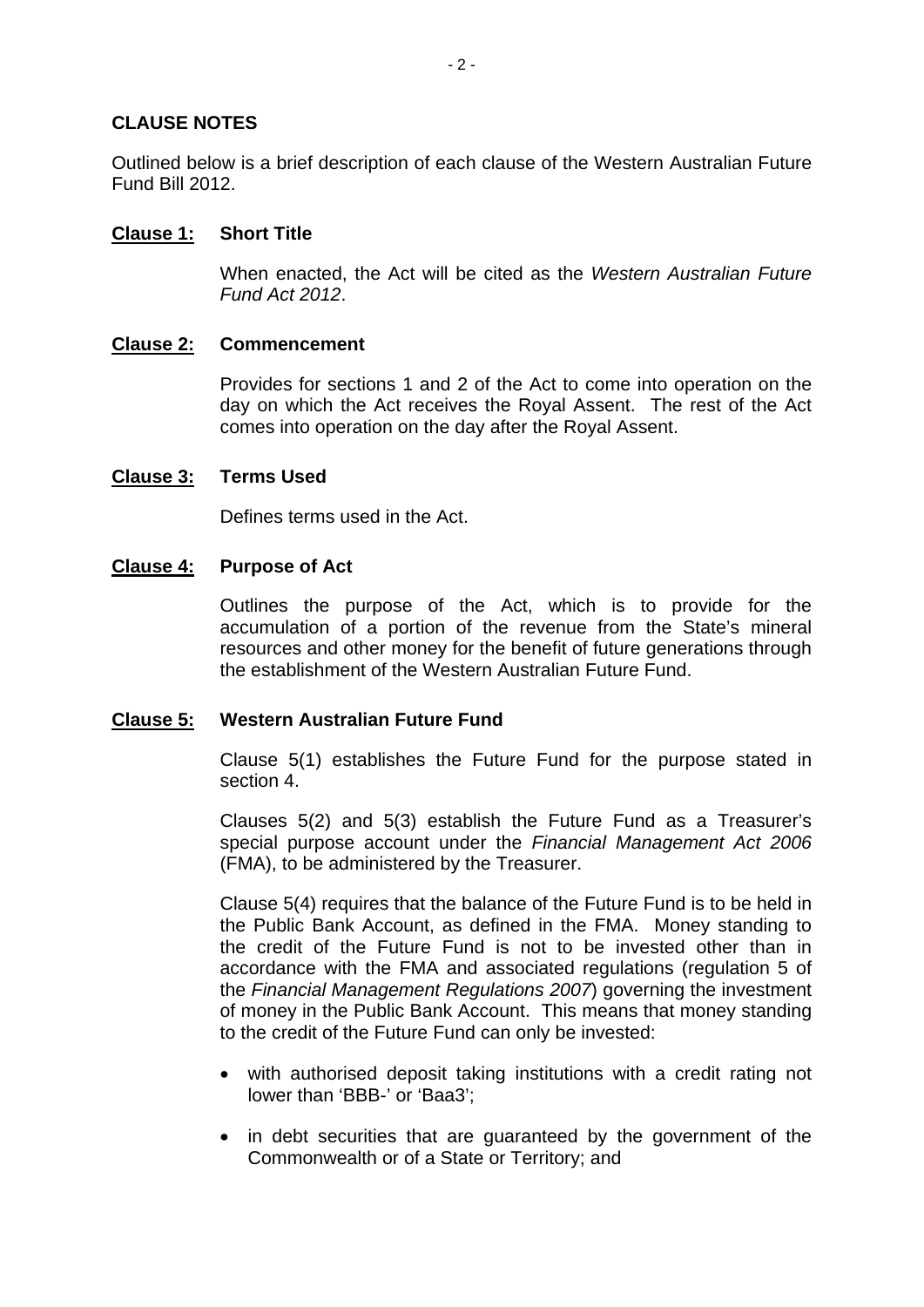## CLAUSE NOTES

Outlined below is a brief description of each clause of the Western Australian Future Fund Bill 2012.

### Clause 1: Short Title

When enacted, the Act will be cited as the *Western Australian Future Fund Act 2012*.

### Clause 2: Commencement

Provides for sections 1 and 2 of the Act to come into operation on the day on which the Act receives the Royal Assent. The rest of the Act comes into operation on the day after the Royal Assent.

### Clause 3: Terms Used

Defines terms used in the Act.

### Clause 4: Purpose of Act

Outlines the purpose of the Act, which is to provide for the accumulation of a portion of the revenue from the State's mineral resources and other money for the benefit of future generations through the establishment of the Western Australian Future Fund.

### Clause 5: Western Australian Future Fund

Clause 5(1) establishes the Future Fund for the purpose stated in section 4.

Clauses 5(2) and 5(3) establish the Future Fund as a Treasurer's special purpose account under the *Financial Management Act 2006* (FMA), to be administered by the Treasurer.

Clause 5(4) requires that the balance of the Future Fund is to be held in the Public Bank Account, as defined in the FMA. Money standing to the credit of the Future Fund is not to be invested other than in accordance with the FMA and associated regulations (regulation 5 of the *Financial Management Regulations 2007*) governing the investment of money in the Public Bank Account. This means that money standing to the credit of the Future Fund can only be invested:

- with authorised deposit taking institutions with a credit rating not lower than 'BBB-' or 'Baa3';
- in debt securities that are guaranteed by the government of the Commonwealth or of a State or Territory; and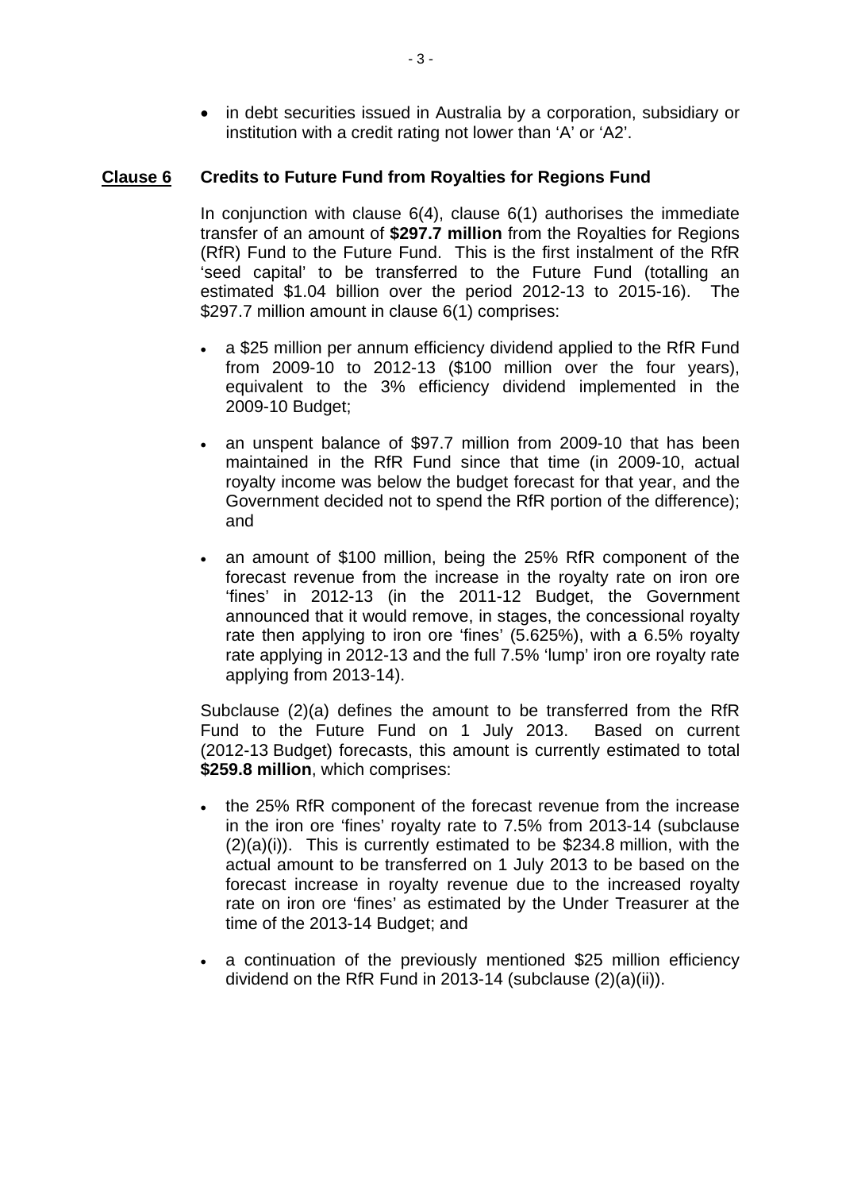- in debt securities issued in Australia by a corporation, subsidiary or institution with a credit rating not lower than 'A' or 'A2'.

## Clause 6 Credits to Future Fund from Royalties for Regions Fund

In conjunction with clause 6(4), clause 6(1) authorises the immediate transfer of an amount of **$297.7 million** from the Royalties for Regions (RfR) Fund to the Future Fund. This is the first instalment of the RfR 'seed capital' to be transferred to the Future Fund (totalling an estimated $1.04 billion over the period 2012-13 to 2015-16). The $297.7 million amount in clause 6(1) comprises:

- a $25 million per annum efficiency dividend applied to the RfR Fund from 2009-10 to 2012-13 ($100 million over the four years), equivalent to the 3% efficiency dividend implemented in the 2009-10 Budget;
- an unspent balance of $97.7 million from 2009-10 that has been maintained in the RfR Fund since that time (in 2009-10, actual royalty income was below the budget forecast for that year, and the Government decided not to spend the RfR portion of the difference); and
- an amount of $100 million, being the 25% RfR component of the forecast revenue from the increase in the royalty rate on iron ore 'fines' in 2012-13 (in the 2011-12 Budget, the Government announced that it would remove, in stages, the concessional royalty rate then applying to iron ore 'fines' (5.625%), with a 6.5% royalty rate applying in 2012-13 and the full 7.5% 'lump' iron ore royalty rate applying from 2013-14).

Subclause (2)(a) defines the amount to be transferred from the RfR Fund to the Future Fund on 1 July 2013. Based on current (2012-13 Budget) forecasts, this amount is currently estimated to total **$259.8 million**, which comprises:

- the 25% RfR component of the forecast revenue from the increase in the iron ore 'fines' royalty rate to 7.5% from 2013-14 (subclause (2)(a)(i)). This is currently estimated to be $234.8 million, with the actual amount to be transferred on 1 July 2013 to be based on the forecast increase in royalty revenue due to the increased royalty rate on iron ore 'fines' as estimated by the Under Treasurer at the time of the 2013-14 Budget; and
- a continuation of the previously mentioned $25 million efficiency dividend on the RfR Fund in 2013-14 (subclause (2)(a)(ii)).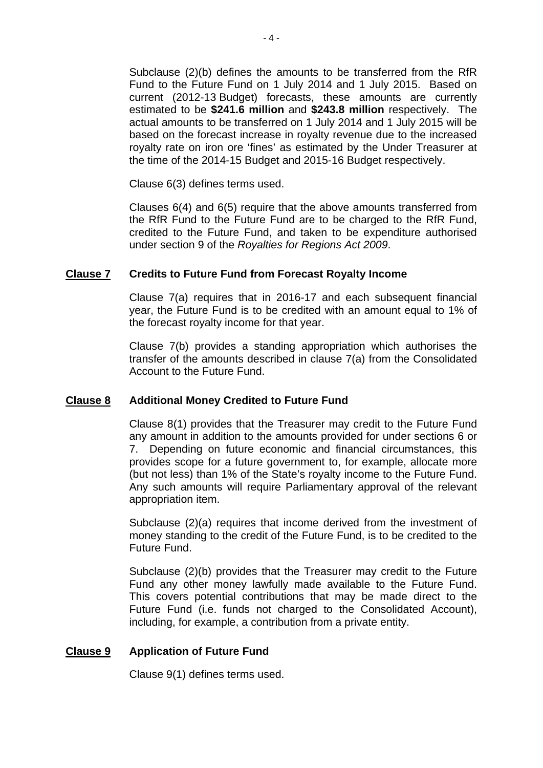Subclause (2)(b) defines the amounts to be transferred from the RfR Fund to the Future Fund on 1 July 2014 and 1 July 2015. Based on current (2012-13 Budget) forecasts, these amounts are currently estimated to be **$241.6 million** and **$243.8 million** respectively. The actual amounts to be transferred on 1 July 2014 and 1 July 2015 will be based on the forecast increase in royalty revenue due to the increased royalty rate on iron ore 'fines' as estimated by the Under Treasurer at the time of the 2014-15 Budget and 2015-16 Budget respectively.

Clause 6(3) defines terms used.

Clauses 6(4) and 6(5) require that the above amounts transferred from the RfR Fund to the Future Fund are to be charged to the RfR Fund, credited to the Future Fund, and taken to be expenditure authorised under section 9 of the *Royalties for Regions Act 2009*.

## Clause 7 Credits to Future Fund from Forecast Royalty Income

Clause 7(a) requires that in 2016-17 and each subsequent financial year, the Future Fund is to be credited with an amount equal to 1% of the forecast royalty income for that year.

Clause 7(b) provides a standing appropriation which authorises the transfer of the amounts described in clause 7(a) from the Consolidated Account to the Future Fund.

## Clause 8 Additional Money Credited to Future Fund

Clause 8(1) provides that the Treasurer may credit to the Future Fund any amount in addition to the amounts provided for under sections 6 or 7. Depending on future economic and financial circumstances, this provides scope for a future government to, for example, allocate more (but not less) than 1% of the State's royalty income to the Future Fund. Any such amounts will require Parliamentary approval of the relevant appropriation item.

Subclause (2)(a) requires that income derived from the investment of money standing to the credit of the Future Fund, is to be credited to the Future Fund.

Subclause (2)(b) provides that the Treasurer may credit to the Future Fund any other money lawfully made available to the Future Fund. This covers potential contributions that may be made direct to the Future Fund (i.e. funds not charged to the Consolidated Account), including, for example, a contribution from a private entity.

## Clause 9 Application of Future Fund

Clause 9(1) defines terms used.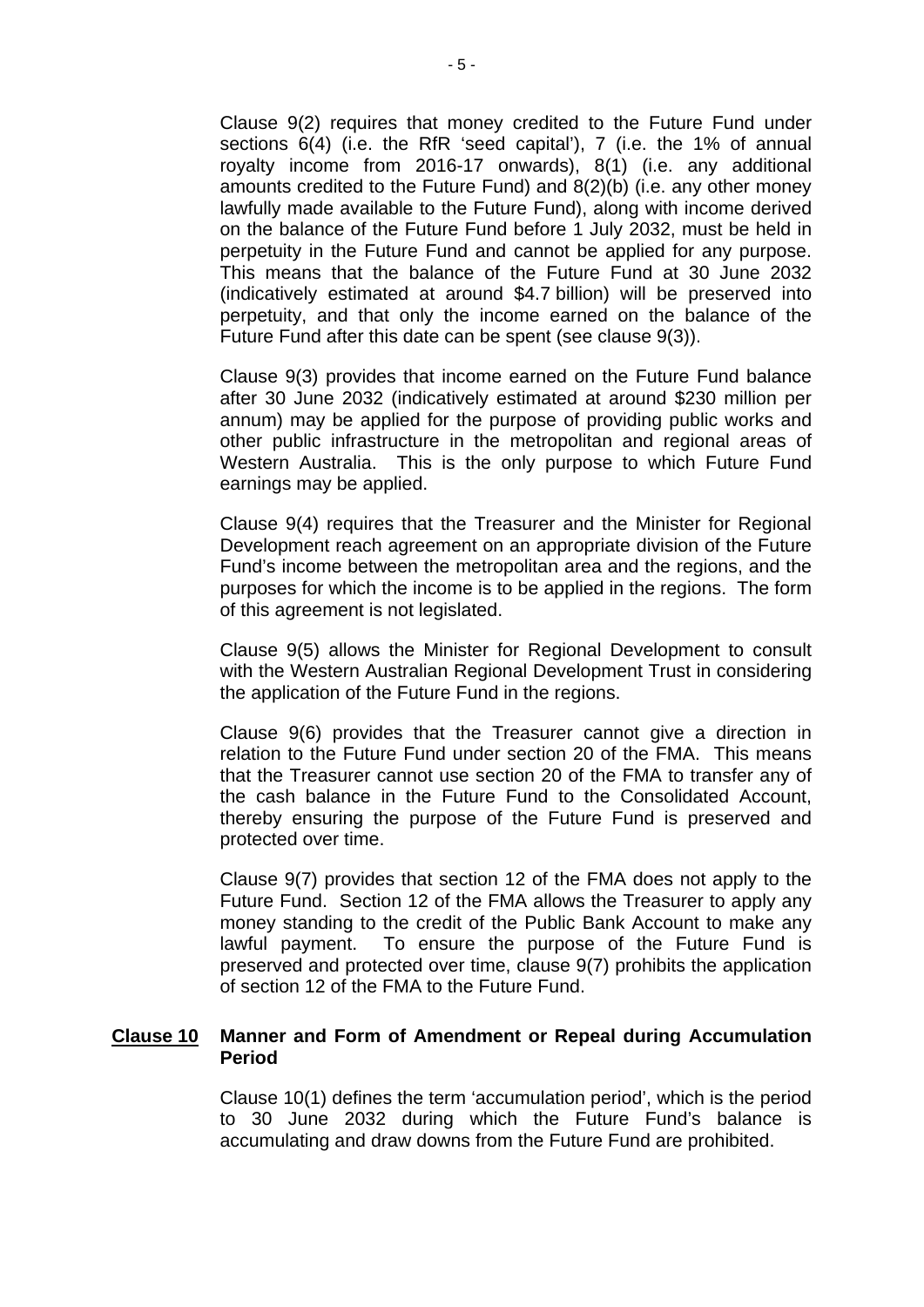Clause 9(2) requires that money credited to the Future Fund under sections 6(4) (i.e. the RfR 'seed capital'), 7 (i.e. the 1% of annual royalty income from 2016-17 onwards), 8(1) (i.e. any additional amounts credited to the Future Fund) and 8(2)(b) (i.e. any other money lawfully made available to the Future Fund), along with income derived on the balance of the Future Fund before 1 July 2032, must be held in perpetuity in the Future Fund and cannot be applied for any purpose. This means that the balance of the Future Fund at 30 June 2032 (indicatively estimated at around $4.7 billion) will be preserved into perpetuity, and that only the income earned on the balance of the Future Fund after this date can be spent (see clause 9(3)).

Clause 9(3) provides that income earned on the Future Fund balance after 30 June 2032 (indicatively estimated at around $230 million per annum) may be applied for the purpose of providing public works and other public infrastructure in the metropolitan and regional areas of Western Australia. This is the only purpose to which Future Fund earnings may be applied.

Clause 9(4) requires that the Treasurer and the Minister for Regional Development reach agreement on an appropriate division of the Future Fund's income between the metropolitan area and the regions, and the purposes for which the income is to be applied in the regions. The form of this agreement is not legislated.

Clause 9(5) allows the Minister for Regional Development to consult with the Western Australian Regional Development Trust in considering the application of the Future Fund in the regions.

Clause 9(6) provides that the Treasurer cannot give a direction in relation to the Future Fund under section 20 of the FMA. This means that the Treasurer cannot use section 20 of the FMA to transfer any of the cash balance in the Future Fund to the Consolidated Account, thereby ensuring the purpose of the Future Fund is preserved and protected over time.

Clause 9(7) provides that section 12 of the FMA does not apply to the Future Fund. Section 12 of the FMA allows the Treasurer to apply any money standing to the credit of the Public Bank Account to make any lawful payment. To ensure the purpose of the Future Fund is preserved and protected over time, clause 9(7) prohibits the application of section 12 of the FMA to the Future Fund.

**Clause 10 Manner and Form of Amendment or Repeal during Accumulation Period**

Clause 10(1) defines the term 'accumulation period', which is the period to 30 June 2032 during which the Future Fund's balance is accumulating and draw downs from the Future Fund are prohibited.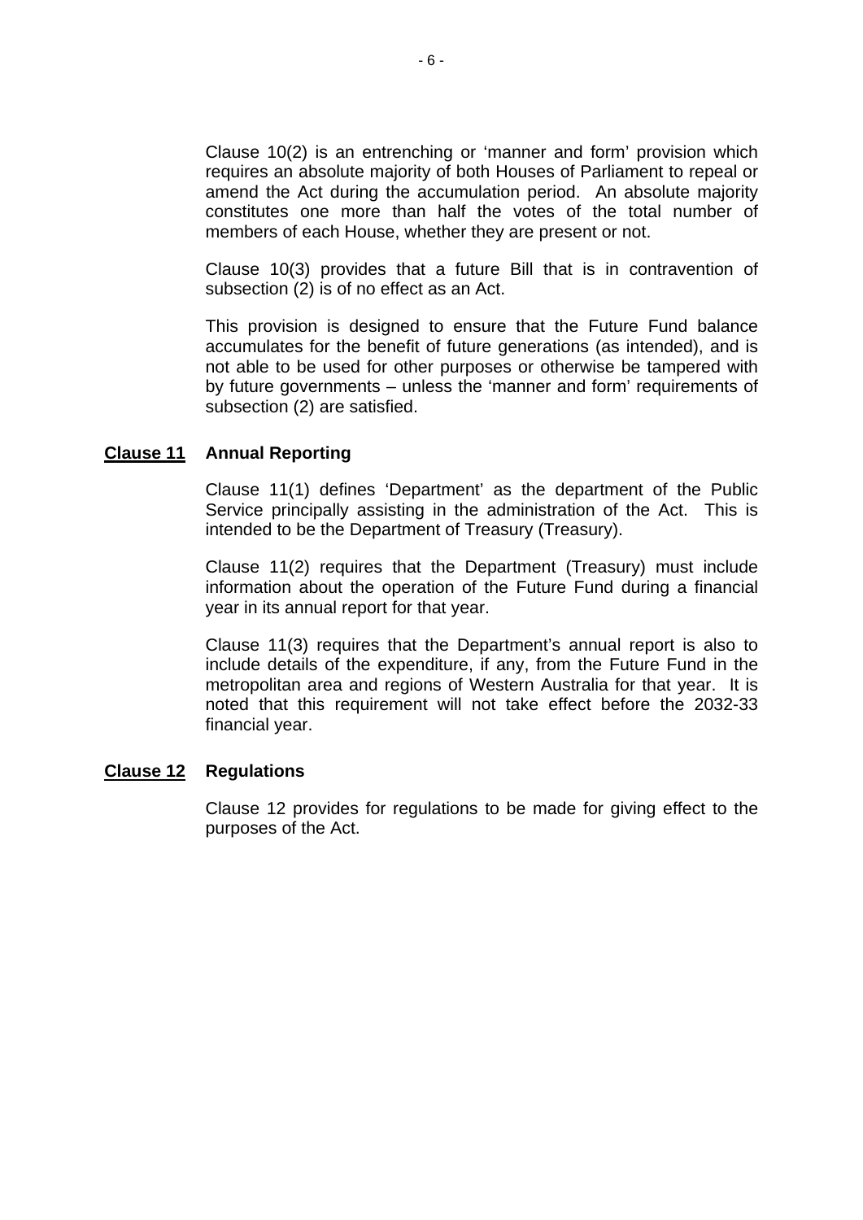Clause 10(2) is an entrenching or 'manner and form' provision which requires an absolute majority of both Houses of Parliament to repeal or amend the Act during the accumulation period. An absolute majority constitutes one more than half the votes of the total number of members of each House, whether they are present or not.

Clause 10(3) provides that a future Bill that is in contravention of subsection (2) is of no effect as an Act.

This provision is designed to ensure that the Future Fund balance accumulates for the benefit of future generations (as intended), and is not able to be used for other purposes or otherwise be tampered with by future governments – unless the 'manner and form' requirements of subsection (2) are satisfied.

**<u>Clause 11</u> Annual Reporting**

Clause 11(1) defines 'Department' as the department of the Public Service principally assisting in the administration of the Act. This is intended to be the Department of Treasury (Treasury).

Clause 11(2) requires that the Department (Treasury) must include information about the operation of the Future Fund during a financial year in its annual report for that year.

Clause 11(3) requires that the Department's annual report is also to include details of the expenditure, if any, from the Future Fund in the metropolitan area and regions of Western Australia for that year. It is noted that this requirement will not take effect before the 2032-33 financial year.

**<u>Clause 12</u> Regulations**

Clause 12 provides for regulations to be made for giving effect to the purposes of the Act.